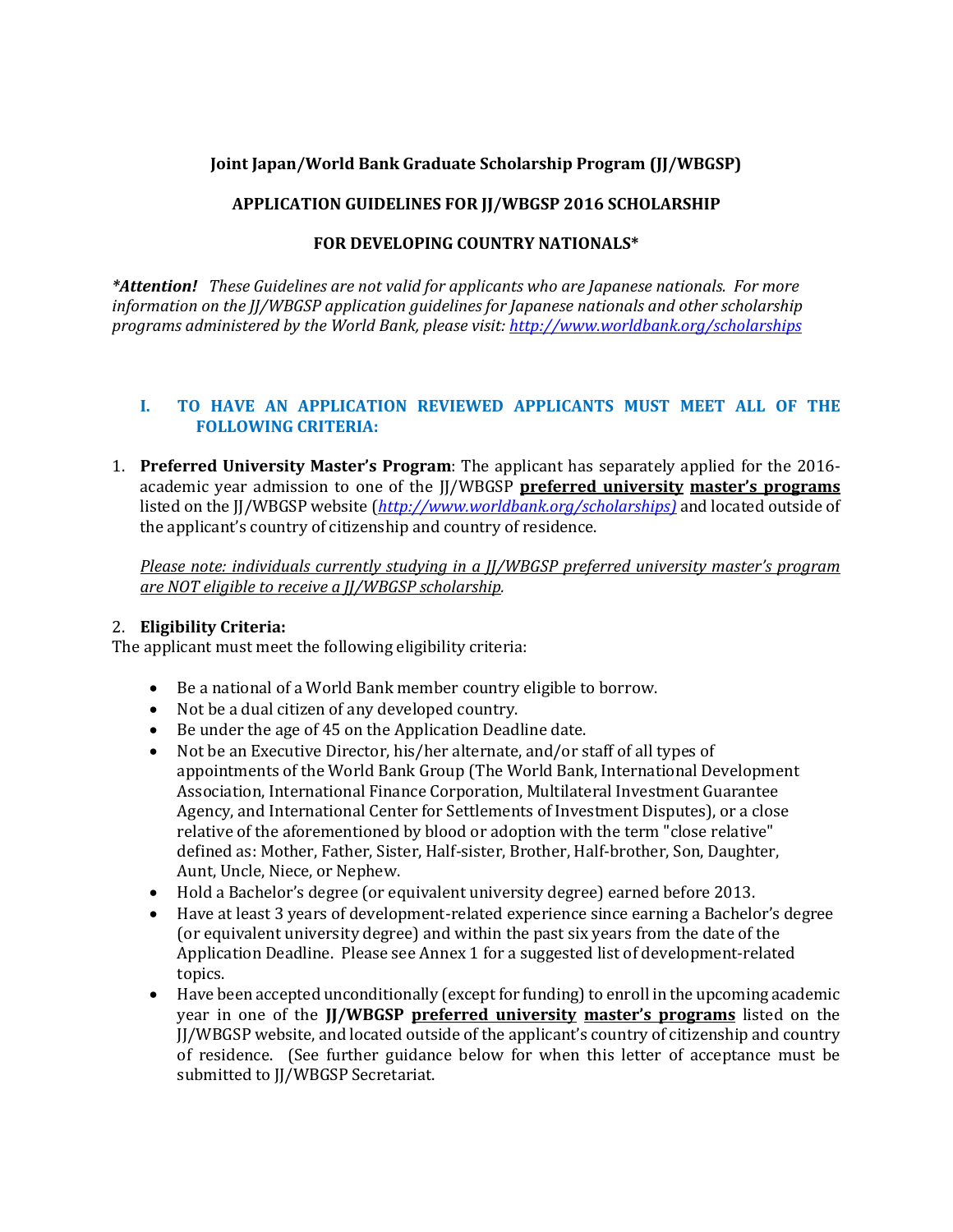**Joint Japan/World Bank Graduate Scholarship Program (JJ/WBGSP)**

**APPLICATION GUIDELINES FOR JJ/WBGSP 2016 SCHOLARSHIP**

**FOR DEVELOPING COUNTRY NATIONALS***

***Attention!*** *These Guidelines are not valid for applicants who are Japanese nationals. For more information on the JJ/WBGSP application guidelines for Japanese nationals and other scholarship programs administered by the World Bank, please visit: http://www.worldbank.org/scholarships*

## I. TO HAVE AN APPLICATION REVIEWED APPLICANTS MUST MEET ALL OF THE FOLLOWING CRITERIA:

1. **Preferred University Master's Program**: The applicant has separately applied for the 2016-academic year admission to one of the JJ/WBGSP **preferred university master's programs** listed on the JJ/WBGSP website (*http://www.worldbank.org/scholarships)* and located outside of the applicant's country of citizenship and country of residence.

   *Please note: individuals currently studying in a JJ/WBGSP preferred university master's program are NOT eligible to receive a JJ/WBGSP scholarship.*

2. **Eligibility Criteria:**

The applicant must meet the following eligibility criteria:

- Be a national of a World Bank member country eligible to borrow.
- Not be a dual citizen of any developed country.
- Be under the age of 45 on the Application Deadline date.
- Not be an Executive Director, his/her alternate, and/or staff of all types of appointments of the World Bank Group (The World Bank, International Development Association, International Finance Corporation, Multilateral Investment Guarantee Agency, and International Center for Settlements of Investment Disputes), or a close relative of the aforementioned by blood or adoption with the term "close relative" defined as: Mother, Father, Sister, Half-sister, Brother, Half-brother, Son, Daughter, Aunt, Uncle, Niece, or Nephew.
- Hold a Bachelor's degree (or equivalent university degree) earned before 2013.
- Have at least 3 years of development-related experience since earning a Bachelor's degree (or equivalent university degree) and within the past six years from the date of the Application Deadline. Please see Annex 1 for a suggested list of development-related topics.
- Have been accepted unconditionally (except for funding) to enroll in the upcoming academic year in one of the **JJ/WBGSP preferred university master's programs** listed on the JJ/WBGSP website, and located outside of the applicant's country of citizenship and country of residence. (See further guidance below for when this letter of acceptance must be submitted to JJ/WBGSP Secretariat.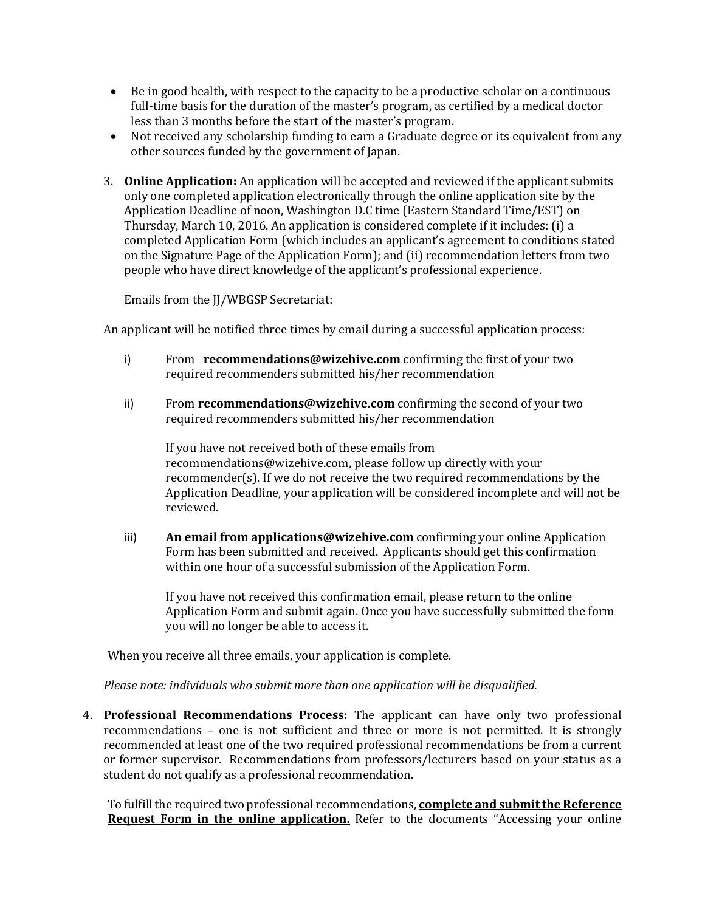- Be in good health, with respect to the capacity to be a productive scholar on a continuous full-time basis for the duration of the master's program, as certified by a medical doctor less than 3 months before the start of the master's program.
- Not received any scholarship funding to earn a Graduate degree or its equivalent from any other sources funded by the government of Japan.

3. **Online Application:** An application will be accepted and reviewed if the applicant submits only one completed application electronically through the online application site by the Application Deadline of noon, Washington D.C time (Eastern Standard Time/EST) on Thursday, March 10, 2016. An application is considered complete if it includes: (i) a completed Application Form (which includes an applicant's agreement to conditions stated on the Signature Page of the Application Form); and (ii) recommendation letters from two people who have direct knowledge of the applicant's professional experience.

   Emails from the JJ/WBGSP Secretariat:

An applicant will be notified three times by email during a successful application process:

i) From **recommendations@wizehive.com** confirming the first of your two required recommenders submitted his/her recommendation

ii) From **recommendations@wizehive.com** confirming the second of your two required recommenders submitted his/her recommendation

   If you have not received both of these emails from recommendations@wizehive.com, please follow up directly with your recommender(s). If we do not receive the two required recommendations by the Application Deadline, your application will be considered incomplete and will not be reviewed.

iii) **An email from applications@wizehive.com** confirming your online Application Form has been submitted and received. Applicants should get this confirmation within one hour of a successful submission of the Application Form.

   If you have not received this confirmation email, please return to the online Application Form and submit again. Once you have successfully submitted the form you will no longer be able to access it.

When you receive all three emails, your application is complete.

*Please note: individuals who submit more than one application will be disqualified.*

4. **Professional Recommendations Process:** The applicant can have only two professional recommendations – one is not sufficient and three or more is not permitted. It is strongly recommended at least one of the two required professional recommendations be from a current or former supervisor. Recommendations from professors/lecturers based on your status as a student do not qualify as a professional recommendation.

   To fulfill the required two professional recommendations, **complete and submit the Reference Request Form in the online application.** Refer to the documents "Accessing your online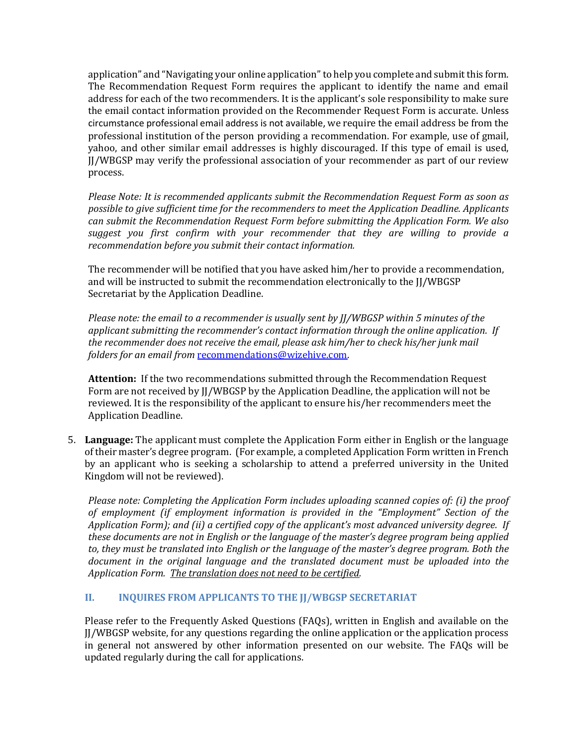application" and "Navigating your online application" to help you complete and submit this form. The Recommendation Request Form requires the applicant to identify the name and email address for each of the two recommenders. It is the applicant's sole responsibility to make sure the email contact information provided on the Recommender Request Form is accurate. Unless circumstance professional email address is not available, we require the email address be from the professional institution of the person providing a recommendation. For example, use of gmail, yahoo, and other similar email addresses is highly discouraged. If this type of email is used, JJ/WBGSP may verify the professional association of your recommender as part of our review process.

*Please Note: It is recommended applicants submit the Recommendation Request Form as soon as possible to give sufficient time for the recommenders to meet the Application Deadline. Applicants can submit the Recommendation Request Form before submitting the Application Form. We also suggest you first confirm with your recommender that they are willing to provide a recommendation before you submit their contact information.*

The recommender will be notified that you have asked him/her to provide a recommendation, and will be instructed to submit the recommendation electronically to the JJ/WBGSP Secretariat by the Application Deadline.

*Please note: the email to a recommender is usually sent by JJ/WBGSP within 5 minutes of the applicant submitting the recommender's contact information through the online application. If the recommender does not receive the email, please ask him/her to check his/her junk mail folders for an email from [recommendations@wizehive.com](mailto:recommendations@wizehive.com).*

**Attention:** If the two recommendations submitted through the Recommendation Request Form are not received by JJ/WBGSP by the Application Deadline, the application will not be reviewed. It is the responsibility of the applicant to ensure his/her recommenders meet the Application Deadline.

5. **Language:** The applicant must complete the Application Form either in English or the language of their master's degree program. (For example, a completed Application Form written in French by an applicant who is seeking a scholarship to attend a preferred university in the United Kingdom will not be reviewed).

   *Please note: Completing the Application Form includes uploading scanned copies of: (i) the proof of employment (if employment information is provided in the "Employment" Section of the Application Form); and (ii) a certified copy of the applicant's most advanced university degree. If these documents are not in English or the language of the master's degree program being applied to, they must be translated into English or the language of the master's degree program. Both the document in the original language and the translated document must be uploaded into the Application Form. <u>The translation does not need to be certified</u>.*

## II. INQUIRES FROM APPLICANTS TO THE JJ/WBGSP SECRETARIAT

Please refer to the Frequently Asked Questions (FAQs), written in English and available on the JJ/WBGSP website, for any questions regarding the online application or the application process in general not answered by other information presented on our website. The FAQs will be updated regularly during the call for applications.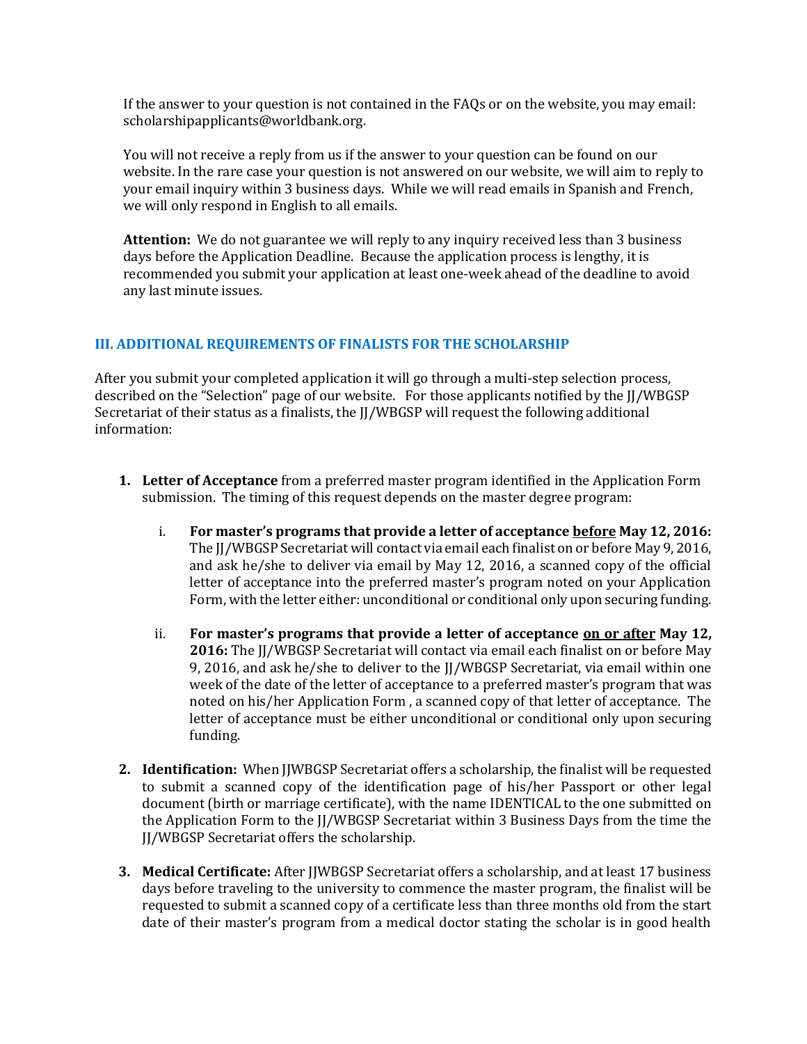If the answer to your question is not contained in the FAQs or on the website, you may email: scholarshipapplicants@worldbank.org.

You will not receive a reply from us if the answer to your question can be found on our website. In the rare case your question is not answered on our website, we will aim to reply to your email inquiry within 3 business days. While we will read emails in Spanish and French, we will only respond in English to all emails.

**Attention:** We do not guarantee we will reply to any inquiry received less than 3 business days before the Application Deadline. Because the application process is lengthy, it is recommended you submit your application at least one-week ahead of the deadline to avoid any last minute issues.

## III. ADDITIONAL REQUIREMENTS OF FINALISTS FOR THE SCHOLARSHIP

After you submit your completed application it will go through a multi-step selection process, described on the "Selection" page of our website. For those applicants notified by the JJ/WBGSP Secretariat of their status as a finalists, the JJ/WBGSP will request the following additional information:

1. **Letter of Acceptance** from a preferred master program identified in the Application Form submission. The timing of this request depends on the master degree program:

   i. **For master's programs that provide a letter of acceptance <u>before</u> May 12, 2016:** The JJ/WBGSP Secretariat will contact via email each finalist on or before May 9, 2016, and ask he/she to deliver via email by May 12, 2016, a scanned copy of the official letter of acceptance into the preferred master's program noted on your Application Form, with the letter either: unconditional or conditional only upon securing funding.

   ii. **For master's programs that provide a letter of acceptance <u>on or after</u> May 12, 2016:** The JJ/WBGSP Secretariat will contact via email each finalist on or before May 9, 2016, and ask he/she to deliver to the JJ/WBGSP Secretariat, via email within one week of the date of the letter of acceptance to a preferred master's program that was noted on his/her Application Form , a scanned copy of that letter of acceptance. The letter of acceptance must be either unconditional or conditional only upon securing funding.

2. **Identification:** When JJWBGSP Secretariat offers a scholarship, the finalist will be requested to submit a scanned copy of the identification page of his/her Passport or other legal document (birth or marriage certificate), with the name IDENTICAL to the one submitted on the Application Form to the JJ/WBGSP Secretariat within 3 Business Days from the time the JJ/WBGSP Secretariat offers the scholarship.

3. **Medical Certificate:** After JJWBGSP Secretariat offers a scholarship, and at least 17 business days before traveling to the university to commence the master program, the finalist will be requested to submit a scanned copy of a certificate less than three months old from the start date of their master's program from a medical doctor stating the scholar is in good health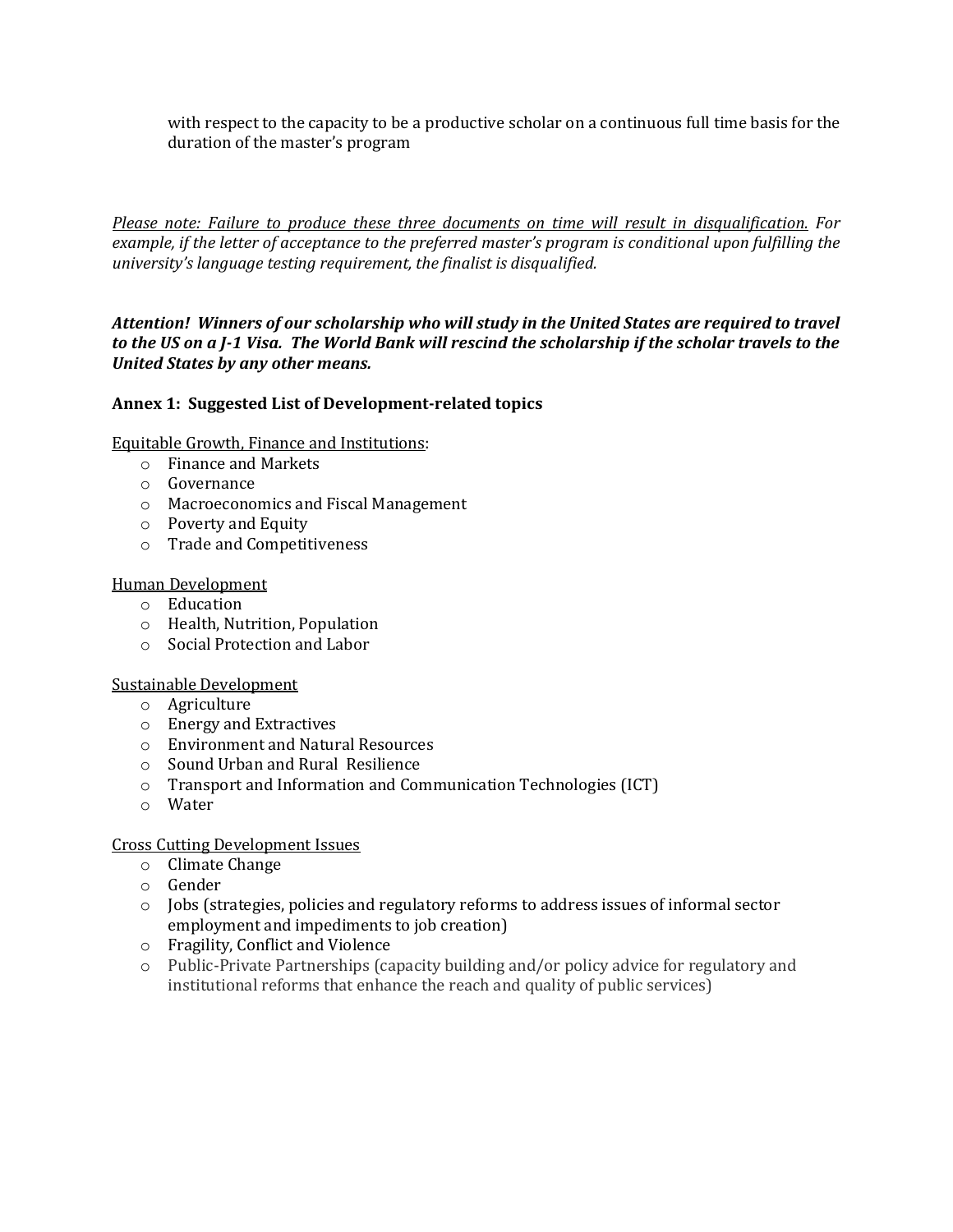with respect to the capacity to be a productive scholar on a continuous full time basis for the duration of the master's program

*<u>Please note: Failure to produce these three documents on time will result in disqualification.</u> For example, if the letter of acceptance to the preferred master's program is conditional upon fulfilling the university's language testing requirement, the finalist is disqualified.*

***Attention! Winners of our scholarship who will study in the United States are required to travel to the US on a J-1 Visa. The World Bank will rescind the scholarship if the scholar travels to the United States by any other means.***

**Annex 1: Suggested List of Development-related topics**

<u>Equitable Growth, Finance and Institutions</u>:

- Finance and Markets
- Governance
- Macroeconomics and Fiscal Management
- Poverty and Equity
- Trade and Competitiveness

<u>Human Development</u>

- Education
- Health, Nutrition, Population
- Social Protection and Labor

<u>Sustainable Development</u>

- Agriculture
- Energy and Extractives
- Environment and Natural Resources
- Sound Urban and Rural Resilience
- Transport and Information and Communication Technologies (ICT)
- Water

<u>Cross Cutting Development Issues</u>

- Climate Change
- Gender
- Jobs (strategies, policies and regulatory reforms to address issues of informal sector employment and impediments to job creation)
- Fragility, Conflict and Violence
- Public-Private Partnerships (capacity building and/or policy advice for regulatory and institutional reforms that enhance the reach and quality of public services)